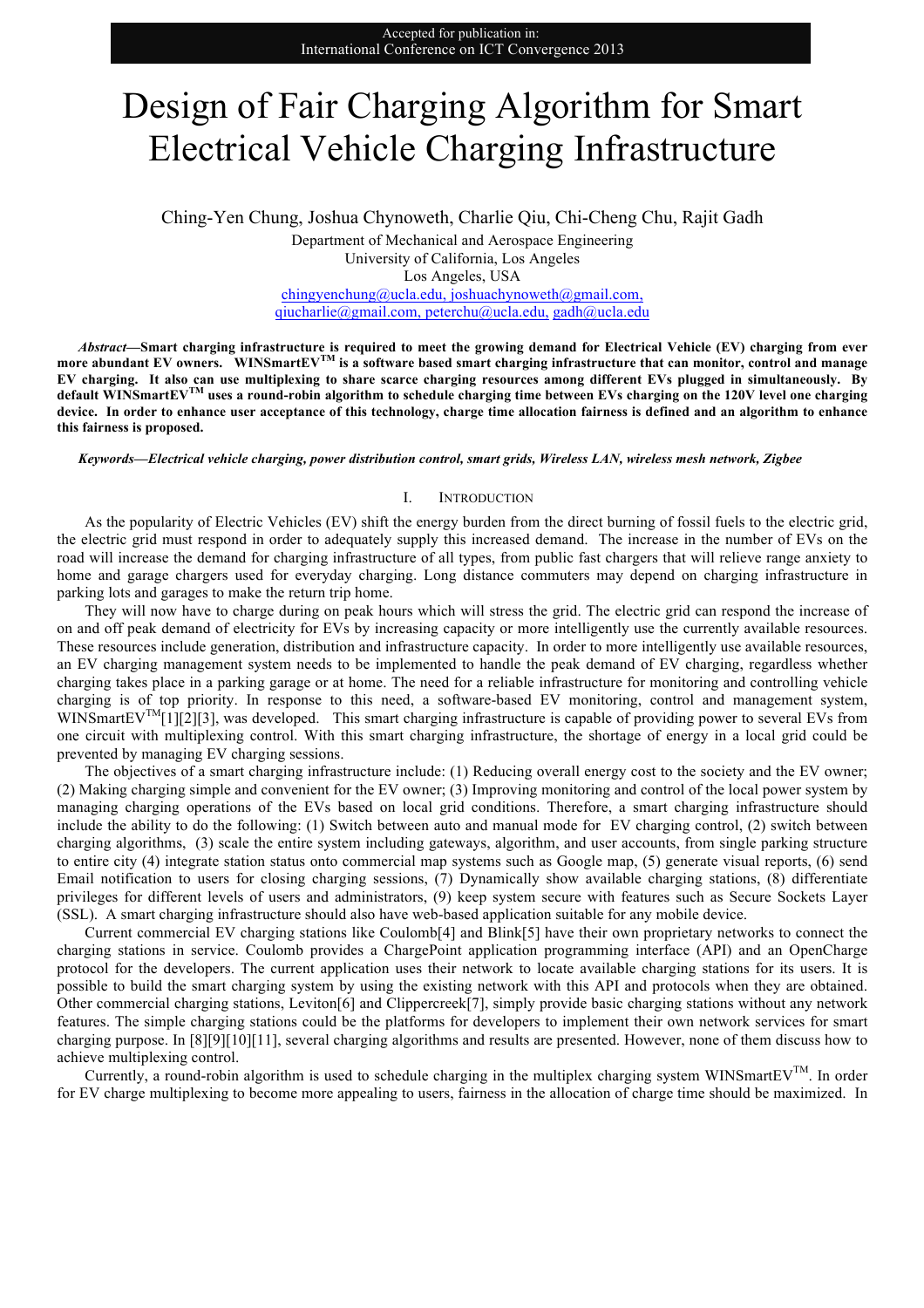Accepted for publication in:
International Conference on ICT Convergence 2013

# Design of Fair Charging Algorithm for Smart Electrical Vehicle Charging Infrastructure

Ching-Yen Chung, Joshua Chynoweth, Charlie Qiu, Chi-Cheng Chu, Rajit Gadh

Department of Mechanical and Aerospace Engineering
University of California, Los Angeles
Los Angeles, USA
chingyenchung@ucla.edu, joshuachynoweth@gmail.com, qiucharlie@gmail.com, peterchu@ucla.edu, gadh@ucla.edu

***Abstract*—Smart charging infrastructure is required to meet the growing demand for Electrical Vehicle (EV) charging from ever more abundant EV owners. WINSmartEV^TM is a software based smart charging infrastructure that can monitor, control and manage EV charging. It also can use multiplexing to share scarce charging resources among different EVs plugged in simultaneously. By default WINSmartEV^TM uses a round-robin algorithm to schedule charging time between EVs charging on the 120V level one charging device. In order to enhance user acceptance of this technology, charge time allocation fairness is defined and an algorithm to enhance this fairness is proposed.**

***Keywords—Electrical vehicle charging, power distribution control, smart grids, Wireless LAN, wireless mesh network, Zigbee***

## I. Introduction

As the popularity of Electric Vehicles (EV) shift the energy burden from the direct burning of fossil fuels to the electric grid, the electric grid must respond in order to adequately supply this increased demand. The increase in the number of EVs on the road will increase the demand for charging infrastructure of all types, from public fast chargers that will relieve range anxiety to home and garage chargers used for everyday charging. Long distance commuters may depend on charging infrastructure in parking lots and garages to make the return trip home.

They will now have to charge during on peak hours which will stress the grid. The electric grid can respond the increase of on and off peak demand of electricity for EVs by increasing capacity or more intelligently use the currently available resources. These resources include generation, distribution and infrastructure capacity. In order to more intelligently use available resources, an EV charging management system needs to be implemented to handle the peak demand of EV charging, regardless whether charging takes place in a parking garage or at home. The need for a reliable infrastructure for monitoring and controlling vehicle charging is of top priority. In response to this need, a software-based EV monitoring, control and management system, WINSmartEV^TM[1][2][3], was developed. This smart charging infrastructure is capable of providing power to several EVs from one circuit with multiplexing control. With this smart charging infrastructure, the shortage of energy in a local grid could be prevented by managing EV charging sessions.

The objectives of a smart charging infrastructure include: (1) Reducing overall energy cost to the society and the EV owner; (2) Making charging simple and convenient for the EV owner; (3) Improving monitoring and control of the local power system by managing charging operations of the EVs based on local grid conditions. Therefore, a smart charging infrastructure should include the ability to do the following: (1) Switch between auto and manual mode for EV charging control, (2) switch between charging algorithms, (3) scale the entire system including gateways, algorithm, and user accounts, from single parking structure to entire city (4) integrate station status onto commercial map systems such as Google map, (5) generate visual reports, (6) send Email notification to users for closing charging sessions, (7) Dynamically show available charging stations, (8) differentiate privileges for different levels of users and administrators, (9) keep system secure with features such as Secure Sockets Layer (SSL). A smart charging infrastructure should also have web-based application suitable for any mobile device.

Current commercial EV charging stations like Coulomb[4] and Blink[5] have their own proprietary networks to connect the charging stations in service. Coulomb provides a ChargePoint application programming interface (API) and an OpenCharge protocol for the developers. The current application uses their network to locate available charging stations for its users. It is possible to build the smart charging system by using the existing network with this API and protocols when they are obtained. Other commercial charging stations, Leviton[6] and Clippercreek[7], simply provide basic charging stations without any network features. The simple charging stations could be the platforms for developers to implement their own network services for smart charging purpose. In [8][9][10][11], several charging algorithms and results are presented. However, none of them discuss how to achieve multiplexing control.

Currently, a round-robin algorithm is used to schedule charging in the multiplex charging system WINSmartEV^TM. In order for EV charge multiplexing to become more appealing to users, fairness in the allocation of charge time should be maximized. In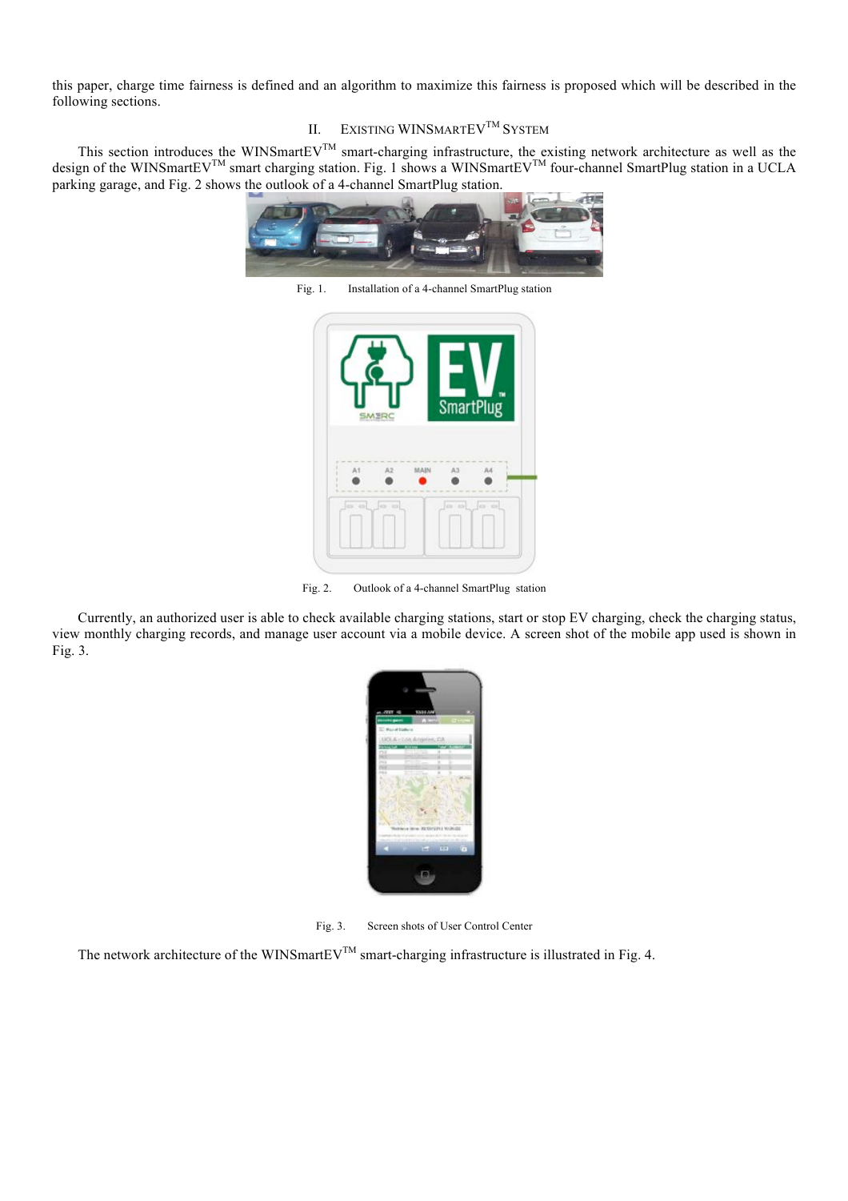this paper, charge time fairness is defined and an algorithm to maximize this fairness is proposed which will be described in the following sections.

## II. Existing WINSmartEV™ System

This section introduces the WINSmartEV™ smart-charging infrastructure, the existing network architecture as well as the design of the WINSmartEV™ smart charging station. Fig. 1 shows a WINSmartEV™ four-channel SmartPlug station in a UCLA parking garage, and Fig. 2 shows the outlook of a 4-channel SmartPlug station.

Fig. 1. Installation of a 4-channel SmartPlug station

Fig. 2. Outlook of a 4-channel SmartPlug station

Currently, an authorized user is able to check available charging stations, start or stop EV charging, check the charging status, view monthly charging records, and manage user account via a mobile device. A screen shot of the mobile app used is shown in Fig. 3.

Fig. 3. Screen shots of User Control Center

The network architecture of the WINSmartEV™ smart-charging infrastructure is illustrated in Fig. 4.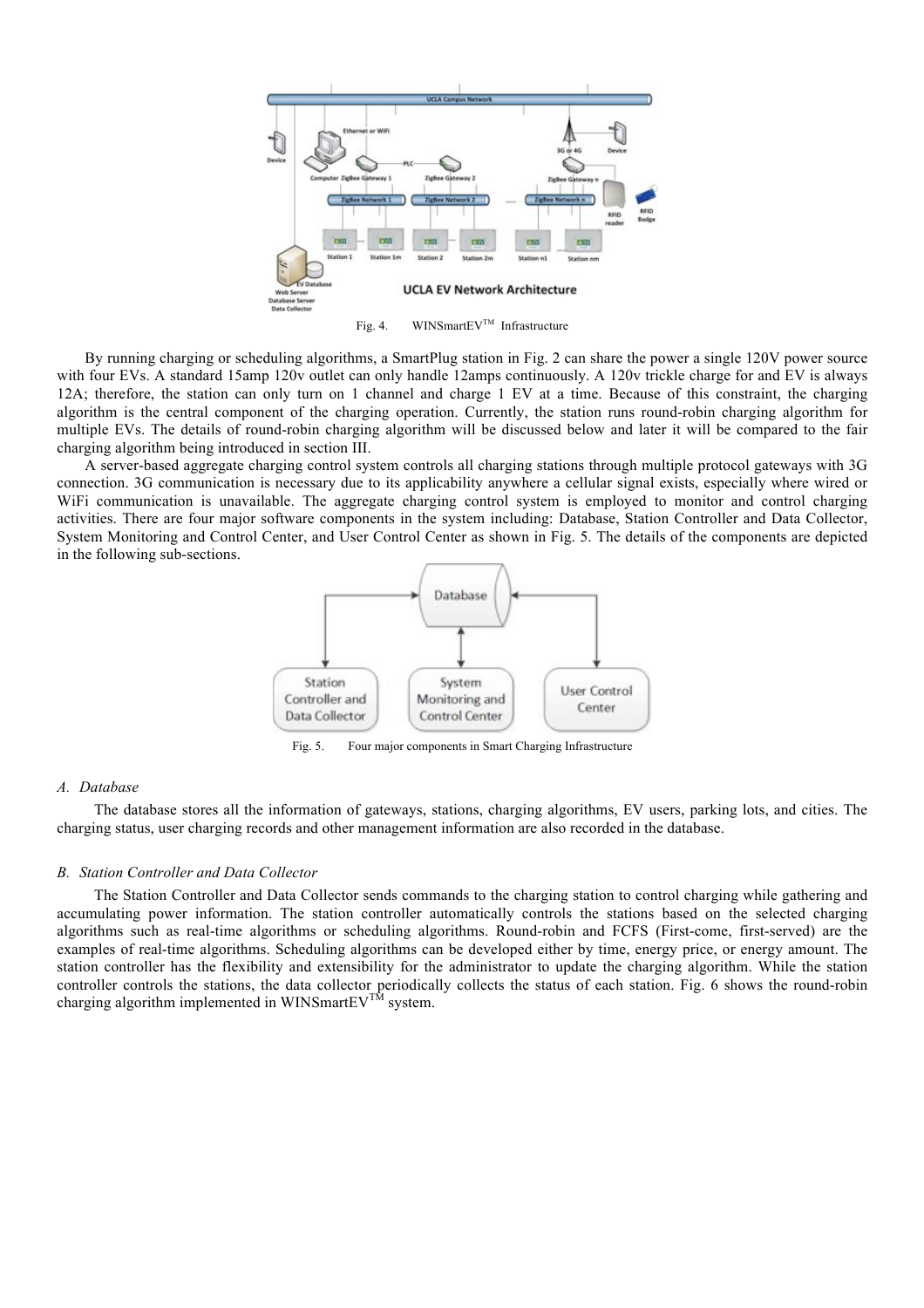Fig. 4. WINSmartEV™ Infrastructure

By running charging or scheduling algorithms, a SmartPlug station in Fig. 2 can share the power a single 120V power source with four EVs. A standard 15amp 120v outlet can only handle 12amps continuously. A 120v trickle charge for and EV is always 12A; therefore, the station can only turn on 1 channel and charge 1 EV at a time. Because of this constraint, the charging algorithm is the central component of the charging operation. Currently, the station runs round-robin charging algorithm for multiple EVs. The details of round-robin charging algorithm will be discussed below and later it will be compared to the fair charging algorithm being introduced in section III.

A server-based aggregate charging control system controls all charging stations through multiple protocol gateways with 3G connection. 3G communication is necessary due to its applicability anywhere a cellular signal exists, especially where wired or WiFi communication is unavailable. The aggregate charging control system is employed to monitor and control charging activities. There are four major software components in the system including: Database, Station Controller and Data Collector, System Monitoring and Control Center, and User Control Center as shown in Fig. 5. The details of the components are depicted in the following sub-sections.

Fig. 5. Four major components in Smart Charging Infrastructure

### *A. Database*

The database stores all the information of gateways, stations, charging algorithms, EV users, parking lots, and cities. The charging status, user charging records and other management information are also recorded in the database.

### *B. Station Controller and Data Collector*

The Station Controller and Data Collector sends commands to the charging station to control charging while gathering and accumulating power information. The station controller automatically controls the stations based on the selected charging algorithms such as real-time algorithms or scheduling algorithms. Round-robin and FCFS (First-come, first-served) are the examples of real-time algorithms. Scheduling algorithms can be developed either by time, energy price, or energy amount. The station controller has the flexibility and extensibility for the administrator to update the charging algorithm. While the station controller controls the stations, the data collector periodically collects the status of each station. Fig. 6 shows the round-robin charging algorithm implemented in WINSmartEV™ system.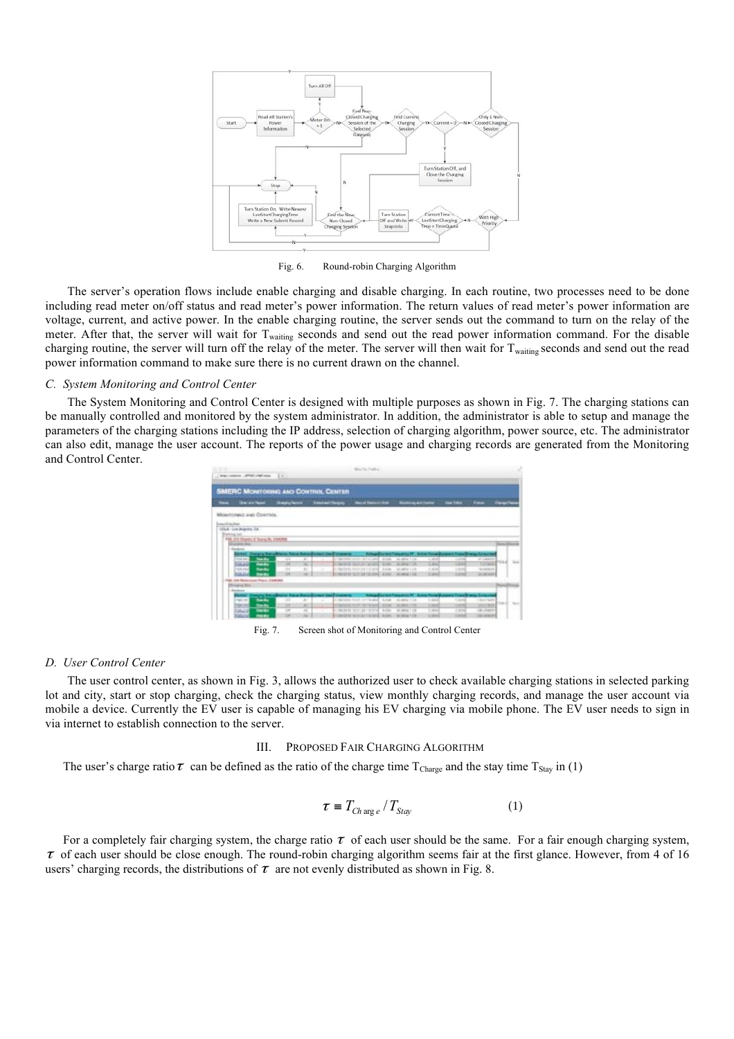Fig. 6. Round-robin Charging Algorithm

The server's operation flows include enable charging and disable charging. In each routine, two processes need to be done including read meter on/off status and read meter's power information. The return values of read meter's power information are voltage, current, and active power. In the enable charging routine, the server sends out the command to turn on the relay of the meter. After that, the server will wait for $T_{waiting}$ seconds and send out the read power information command. For the disable charging routine, the server will turn off the relay of the meter. The server will then wait for $T_{waiting}$ seconds and send out the read power information command to make sure there is no current drawn on the channel.

### C. System Monitoring and Control Center

The System Monitoring and Control Center is designed with multiple purposes as shown in Fig. 7. The charging stations can be manually controlled and monitored by the system administrator. In addition, the administrator is able to setup and manage the parameters of the charging stations including the IP address, selection of charging algorithm, power source, etc. The administrator can also edit, manage the user account. The reports of the power usage and charging records are generated from the Monitoring and Control Center.

Fig. 7. Screen shot of Monitoring and Control Center

### D. User Control Center

The user control center, as shown in Fig. 3, allows the authorized user to check available charging stations in selected parking lot and city, start or stop charging, check the charging status, view monthly charging records, and manage the user account via mobile a device. Currently the EV user is capable of managing his EV charging via mobile phone. The EV user needs to sign in via internet to establish connection to the server.

## III. Proposed Fair Charging Algorithm

The user's charge ratio $\tau$ can be defined as the ratio of the charge time $T_{Charge}$ and the stay time $T_{Stay}$ in (1)

$$\tau \equiv T_{Charge} / T_{Stay} \qquad (1)$$

For a completely fair charging system, the charge ratio $\tau$ of each user should be the same. For a fair enough charging system, $\tau$ of each user should be close enough. The round-robin charging algorithm seems fair at the first glance. However, from 4 of 16 users' charging records, the distributions of $\tau$ are not evenly distributed as shown in Fig. 8.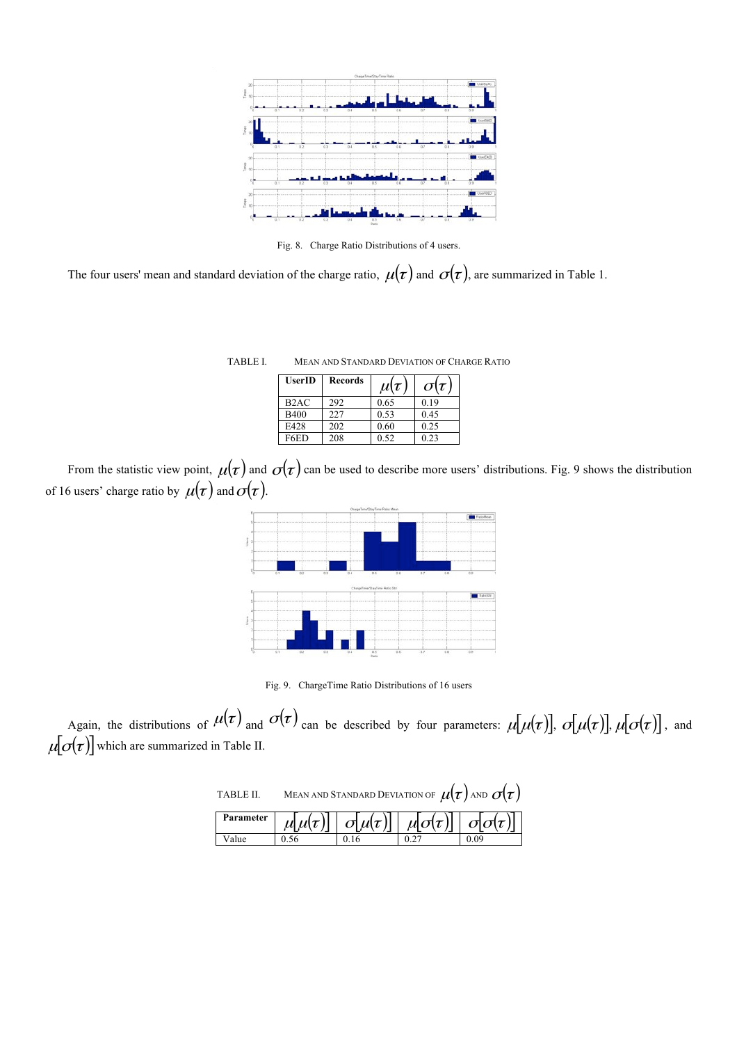Fig. 8. Charge Ratio Distributions of 4 users.

The four users' mean and standard deviation of the charge ratio, $\mu(\tau)$ and $\sigma(\tau)$, are summarized in Table 1.

TABLE I. MEAN AND STANDARD DEVIATION OF CHARGE RATIO

| UserID | Records | $\mu(\tau)$ | $\sigma(\tau)$ |
|---|---|---|---|
| B2AC | 292 | 0.65 | 0.19 |
| B400 | 227 | 0.53 | 0.45 |
| E428 | 202 | 0.60 | 0.25 |
| F6ED | 208 | 0.52 | 0.23 |

From the statistic view point, $\mu(\tau)$ and $\sigma(\tau)$ can be used to describe more users' distributions. Fig. 9 shows the distribution of 16 users' charge ratio by $\mu(\tau)$ and $\sigma(\tau)$.

Fig. 9. ChargeTime Ratio Distributions of 16 users

Again, the distributions of $\mu(\tau)$ and $\sigma(\tau)$ can be described by four parameters: $\mu[\mu(\tau)]$, $\sigma[\mu(\tau)]$, $\mu[\sigma(\tau)]$, and $\mu[\sigma(\tau)]$ which are summarized in Table II.

TABLE II. MEAN AND STANDARD DEVIATION OF $\mu(\tau)$ AND $\sigma(\tau)$

| Parameter | $\mu[\mu(\tau)]$ | $\sigma[\mu(\tau)]$ | $\mu[\sigma(\tau)]$ | $\sigma[\sigma(\tau)]$ |
|---|---|---|---|---|
| Value | 0.56 | 0.16 | 0.27 | 0.09 |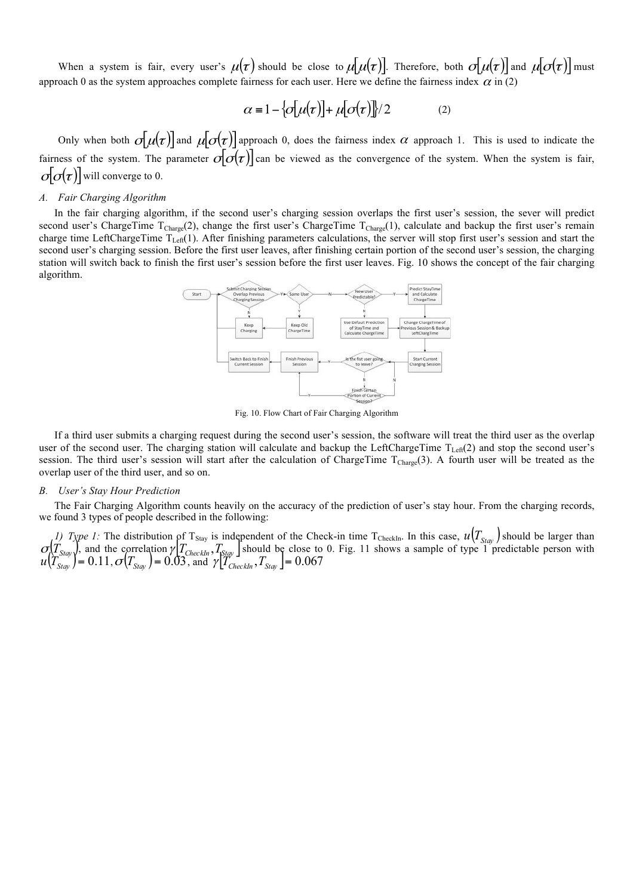When a system is fair, every user's $\mu(\tau)$ should be close to $\mu[\mu(\tau)]$. Therefore, both $\sigma[\mu(\tau)]$ and $\mu[\sigma(\tau)]$ must approach 0 as the system approaches complete fairness for each user. Here we define the fairness index $\alpha$ in (2)

$$\alpha \equiv 1 - \{\sigma[\mu(\tau)] + \mu[\sigma(\tau)]\}/2 \qquad (2)$$

Only when both $\sigma[\mu(\tau)]$ and $\mu[\sigma(\tau)]$ approach 0, does the fairness index $\alpha$ approach 1. This is used to indicate the fairness of the system. The parameter $\sigma[\sigma(\tau)]$ can be viewed as the convergence of the system. When the system is fair, $\sigma[\sigma(\tau)]$ will converge to 0.

### *A. Fair Charging Algorithm*

In the fair charging algorithm, if the second user's charging session overlaps the first user's session, the sever will predict second user's ChargeTime $T_{Charge}(2)$, change the first user's ChargeTime $T_{Charge}(1)$, calculate and backup the first user's remain charge time LeftChargeTime $T_{Left}(1)$. After finishing parameters calculations, the server will stop first user's session and start the second user's charging session. Before the first user leaves, after finishing certain portion of the second user's session, the charging station will switch back to finish the first user's session before the first user leaves. Fig. 10 shows the concept of the fair charging algorithm.

Fig. 10. Flow Chart of Fair Charging Algorithm

If a third user submits a charging request during the second user's session, the software will treat the third user as the overlap user of the second user. The charging station will calculate and backup the LeftChargeTime $T_{Left}(2)$ and stop the second user's session. The third user's session will start after the calculation of ChargeTime $T_{Charge}(3)$. A fourth user will be treated as the overlap user of the third user, and so on.

### *B. User's Stay Hour Prediction*

The Fair Charging Algorithm counts heavily on the accuracy of the prediction of user's stay hour. From the charging records, we found 3 types of people described in the following:

*1) Type 1:* The distribution of $T_{Stay}$ is independent of the Check-in time $T_{CheckIn}$. In this case, $u(T_{Stay})$ should be larger than $\sigma(T_{Stay})$, and the correlation $\gamma[T_{CheckIn}, T_{Stay}]$ should be close to 0. Fig. 11 shows a sample of type 1 predictable person with $u(T_{Stay}) = 0.11, \sigma(T_{Stay}) = 0.03$, and $\gamma[T_{CheckIn}, T_{Stay}] = 0.067$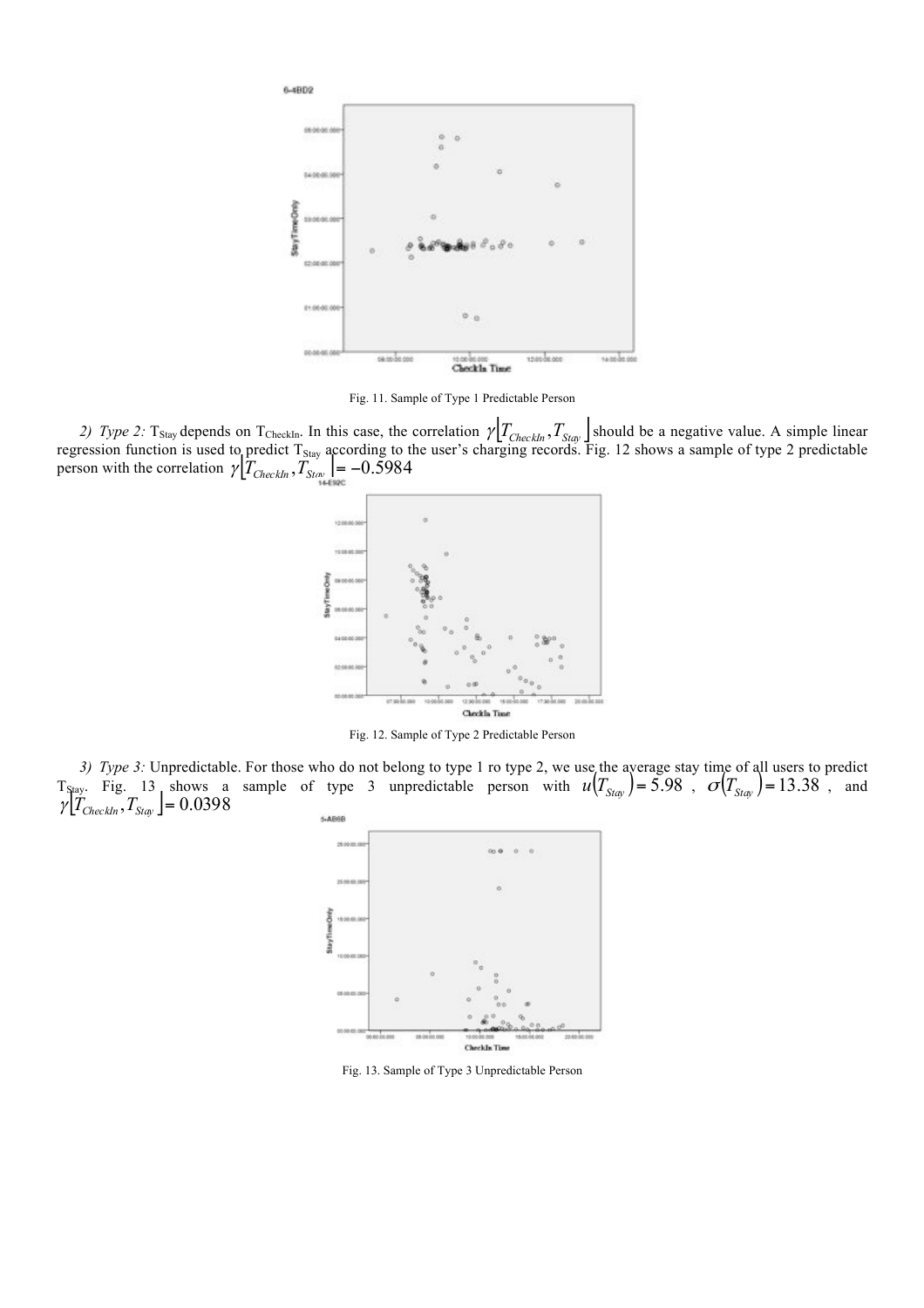Fig. 11. Sample of Type 1 Predictable Person

*2) Type 2:* $T_{Stay}$ depends on $T_{CheckIn}$. In this case, the correlation $\gamma[T_{CheckIn}, T_{Stay}]$ should be a negative value. A simple linear regression function is used to predict $T_{Stay}$ according to the user's charging records. Fig. 12 shows a sample of type 2 predictable person with the correlation $\gamma[T_{CheckIn}, T_{Stay}] = -0.5984$

Fig. 12. Sample of Type 2 Predictable Person

*3) Type 3:* Unpredictable. For those who do not belong to type 1 ro type 2, we use the average stay time of all users to predict $T_{Stay}$. Fig. 13 shows a sample of type 3 unpredictable person with $u(T_{Stay}) = 5.98$, $\sigma(T_{Stay}) = 13.38$, and $\gamma[T_{CheckIn}, T_{Stay}] = 0.0398$

Fig. 13. Sample of Type 3 Unpredictable Person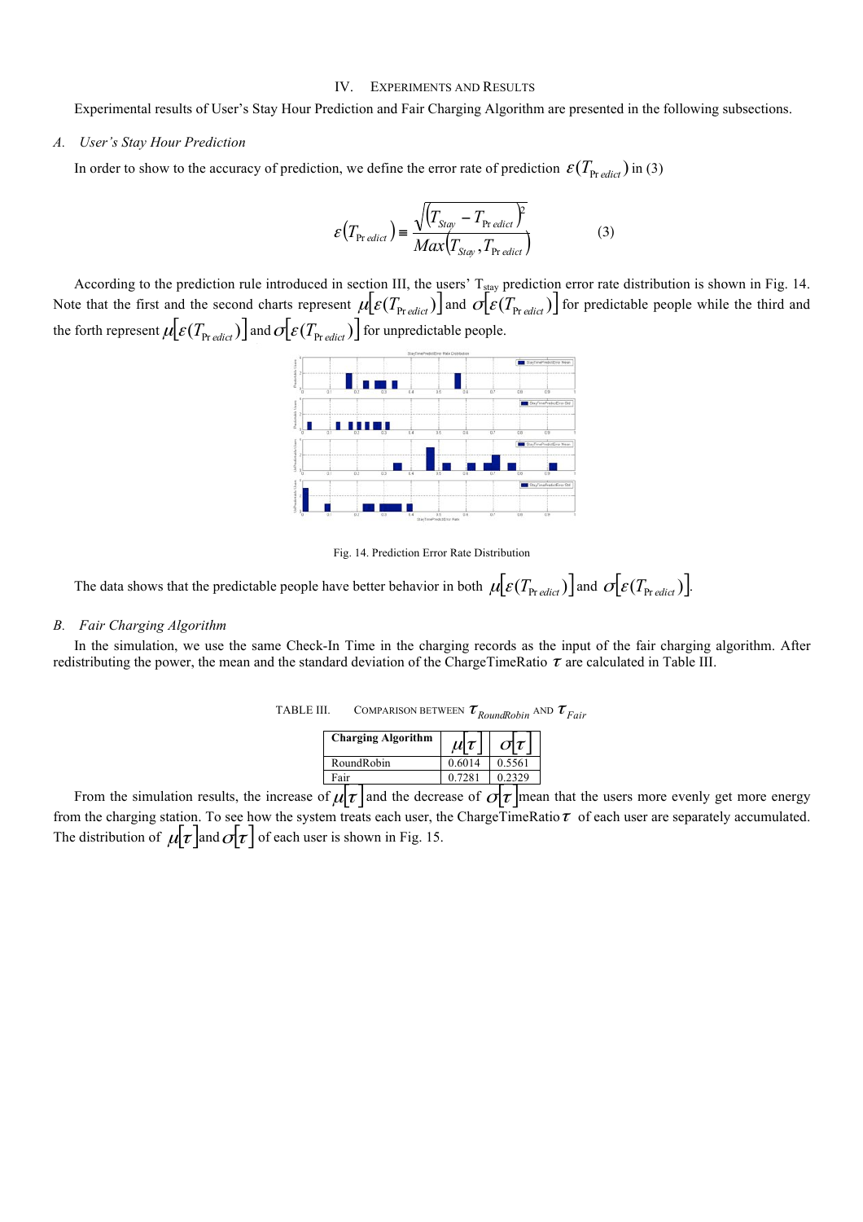## IV. EXPERIMENTS AND RESULTS

Experimental results of User's Stay Hour Prediction and Fair Charging Algorithm are presented in the following subsections.

### A. *User's Stay Hour Prediction*

In order to show to the accuracy of prediction, we define the error rate of prediction $\varepsilon(T_{Predict})$ in (3)

$$\varepsilon(T_{Predict}) \equiv \frac{\sqrt{(T_{Stay} - T_{Predict})^2}}{Max(T_{Stay}, T_{Predict})} \tag{3}$$

According to the prediction rule introduced in section III, the users' $T_{stay}$ prediction error rate distribution is shown in Fig. 14. Note that the first and the second charts represent $\mu[\varepsilon(T_{Predict})]$ and $\sigma[\varepsilon(T_{Predict})]$ for predictable people while the third and the forth represent $\mu[\varepsilon(T_{Predict})]$ and $\sigma[\varepsilon(T_{Predict})]$ for unpredictable people.

Fig. 14. Prediction Error Rate Distribution

The data shows that the predictable people have better behavior in both $\mu[\varepsilon(T_{Predict})]$ and $\sigma[\varepsilon(T_{Predict})]$.

### B. *Fair Charging Algorithm*

In the simulation, we use the same Check-In Time in the charging records as the input of the fair charging algorithm. After redistributing the power, the mean and the standard deviation of the ChargeTimeRatio $\tau$ are calculated in Table III.

TABLE III. COMPARISON BETWEEN $\tau_{RoundRobin}$ AND $\tau_{Fair}$

| **Charging Algorithm** | $\mu[\tau]$ | $\sigma[\tau]$ |
|---|---|---|
| RoundRobin | 0.6014 | 0.5561 |
| Fair | 0.7281 | 0.2329 |

From the simulation results, the increase of $\mu[\tau]$ and the decrease of $\sigma[\tau]$ mean that the users more evenly get more energy from the charging station. To see how the system treats each user, the ChargeTimeRatio $\tau$ of each user are separately accumulated. The distribution of $\mu[\tau]$ and $\sigma[\tau]$ of each user is shown in Fig. 15.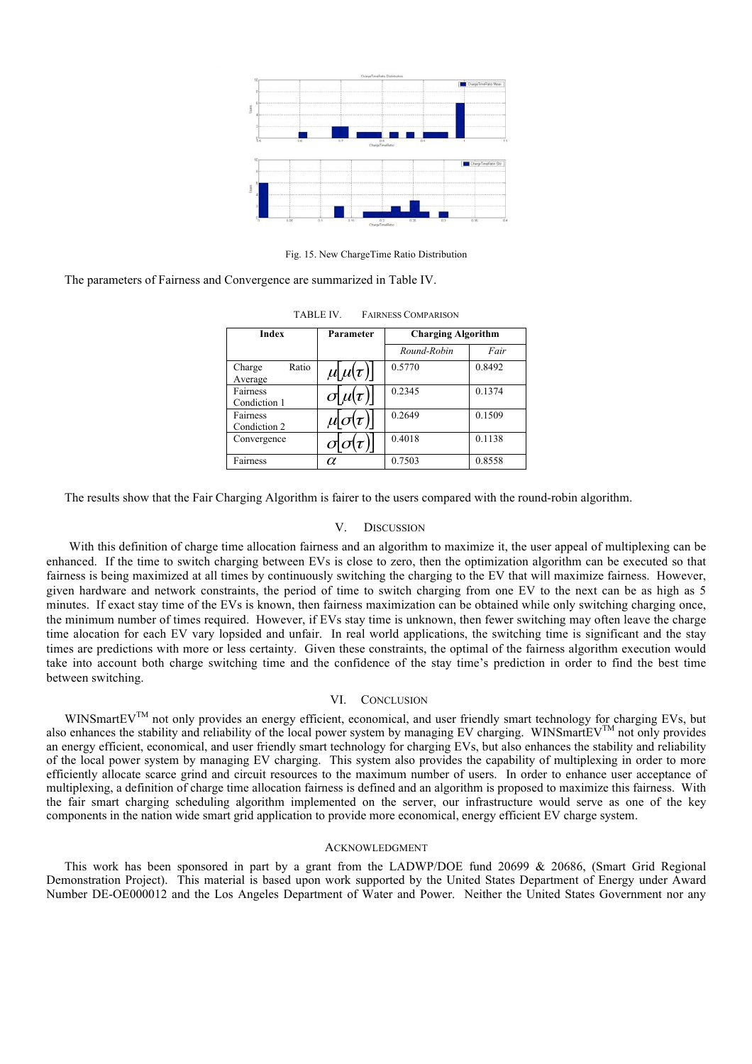Fig. 15. New ChargeTime Ratio Distribution

The parameters of Fairness and Convergence are summarized in Table IV.

TABLE IV. FAIRNESS COMPARISON

| Index | Parameter | Charging Algorithm | |
|---|---|---|---|
| | | *Round-Robin* | *Fair* |
| Charge Ratio Average | $\mu[\mu(\tau)]$ | 0.5770 | 0.8492 |
| Fairness Condition 1 | $\sigma[\mu(\tau)]$ | 0.2345 | 0.1374 |
| Fairness Condition 2 | $\mu[\sigma(\tau)]$ | 0.2649 | 0.1509 |
| Convergence | $\sigma[\sigma(\tau)]$ | 0.4018 | 0.1138 |
| Fairness | $\alpha$ | 0.7503 | 0.8558 |

The results show that the Fair Charging Algorithm is fairer to the users compared with the round-robin algorithm.

## V. DISCUSSION

With this definition of charge time allocation fairness and an algorithm to maximize it, the user appeal of multiplexing can be enhanced. If the time to switch charging between EVs is close to zero, then the optimization algorithm can be executed so that fairness is being maximized at all times by continuously switching the charging to the EV that will maximize fairness. However, given hardware and network constraints, the period of time to switch charging from one EV to the next can be as high as 5 minutes. If exact stay time of the EVs is known, then fairness maximization can be obtained while only switching charging once, the minimum number of times required. However, if EVs stay time is unknown, then fewer switching may often leave the charge time alocation for each EV vary lopsided and unfair. In real world applications, the switching time is significant and the stay times are predictions with more or less certainty. Given these constraints, the optimal of the fairness algorithm execution would take into account both charge switching time and the confidence of the stay time's prediction in order to find the best time between switching.

## VI. CONCLUSION

WINSmartEV[TM] not only provides an energy efficient, economical, and user friendly smart technology for charging EVs, but also enhances the stability and reliability of the local power system by managing EV charging. WINSmartEV[TM] not only provides an energy efficient, economical, and user friendly smart technology for charging EVs, but also enhances the stability and reliability of the local power system by managing EV charging. This system also provides the capability of multiplexing in order to more efficiently allocate scarce grind and circuit resources to the maximum number of users. In order to enhance user acceptance of multiplexing, a definition of charge time allocation fairness is defined and an algorithm is proposed to maximize this fairness. With the fair smart charging scheduling algorithm implemented on the server, our infrastructure would serve as one of the key components in the nation wide smart grid application to provide more economical, energy efficient EV charge system.

## ACKNOWLEDGMENT

This work has been sponsored in part by a grant from the LADWP/DOE fund 20699 & 20686, (Smart Grid Regional Demonstration Project). This material is based upon work supported by the United States Department of Energy under Award Number DE-OE000012 and the Los Angeles Department of Water and Power. Neither the United States Government nor any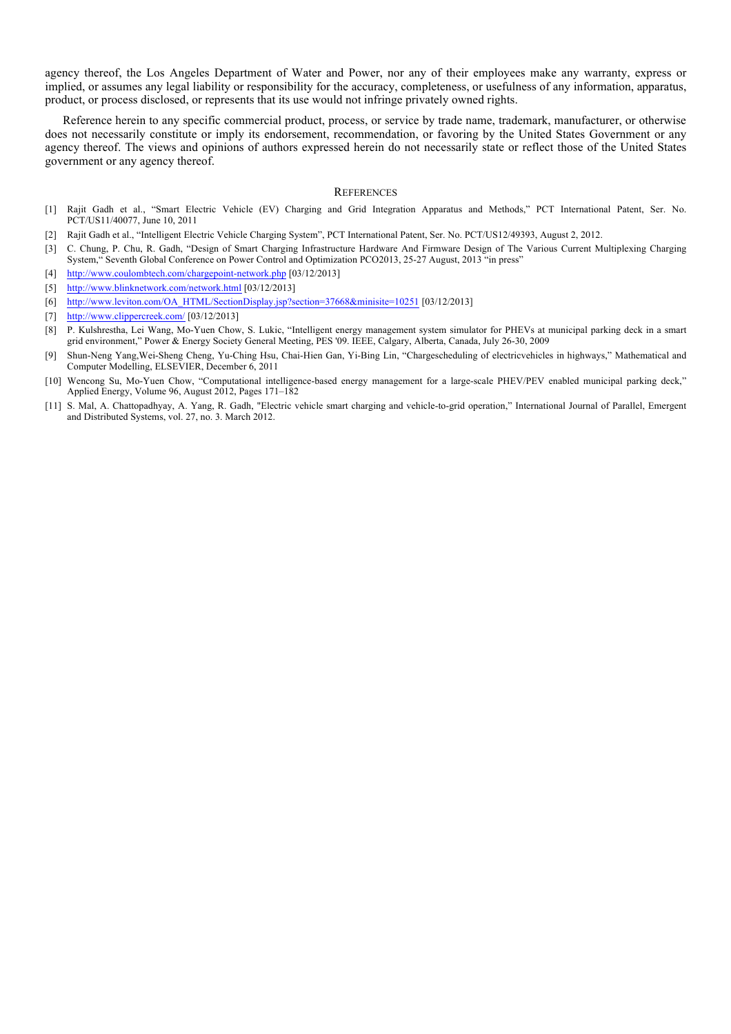agency thereof, the Los Angeles Department of Water and Power, nor any of their employees make any warranty, express or implied, or assumes any legal liability or responsibility for the accuracy, completeness, or usefulness of any information, apparatus, product, or process disclosed, or represents that its use would not infringe privately owned rights.

Reference herein to any specific commercial product, process, or service by trade name, trademark, manufacturer, or otherwise does not necessarily constitute or imply its endorsement, recommendation, or favoring by the United States Government or any agency thereof. The views and opinions of authors expressed herein do not necessarily state or reflect those of the United States government or any agency thereof.

## REFERENCES

[1] Rajit Gadh et al., "Smart Electric Vehicle (EV) Charging and Grid Integration Apparatus and Methods," PCT International Patent, Ser. No. PCT/US11/40077, June 10, 2011

[2] Rajit Gadh et al., "Intelligent Electric Vehicle Charging System", PCT International Patent, Ser. No. PCT/US12/49393, August 2, 2012.

[3] C. Chung, P. Chu, R. Gadh, "Design of Smart Charging Infrastructure Hardware And Firmware Design of The Various Current Multiplexing Charging System," Seventh Global Conference on Power Control and Optimization PCO2013, 25-27 August, 2013 "in press"

[4] http://www.coulombtech.com/chargepoint-network.php [03/12/2013]

[5] http://www.blinknetwork.com/network.html [03/12/2013]

[6] http://www.leviton.com/OA_HTML/SectionDisplay.jsp?section=37668&minisite=10251 [03/12/2013]

[7] http://www.clippercreek.com/ [03/12/2013]

[8] P. Kulshrestha, Lei Wang, Mo-Yuen Chow, S. Lukic, "Intelligent energy management system simulator for PHEVs at municipal parking deck in a smart grid environment," Power & Energy Society General Meeting, PES '09. IEEE, Calgary, Alberta, Canada, July 26-30, 2009

[9] Shun-Neng Yang,Wei-Sheng Cheng, Yu-Ching Hsu, Chai-Hien Gan, Yi-Bing Lin, "Chargescheduling of electricvehicles in highways," Mathematical and Computer Modelling, ELSEVIER, December 6, 2011

[10] Wencong Su, Mo-Yuen Chow, "Computational intelligence-based energy management for a large-scale PHEV/PEV enabled municipal parking deck," Applied Energy, Volume 96, August 2012, Pages 171–182

[11] S. Mal, A. Chattopadhyay, A. Yang, R. Gadh, "Electric vehicle smart charging and vehicle-to-grid operation," International Journal of Parallel, Emergent and Distributed Systems, vol. 27, no. 3. March 2012.